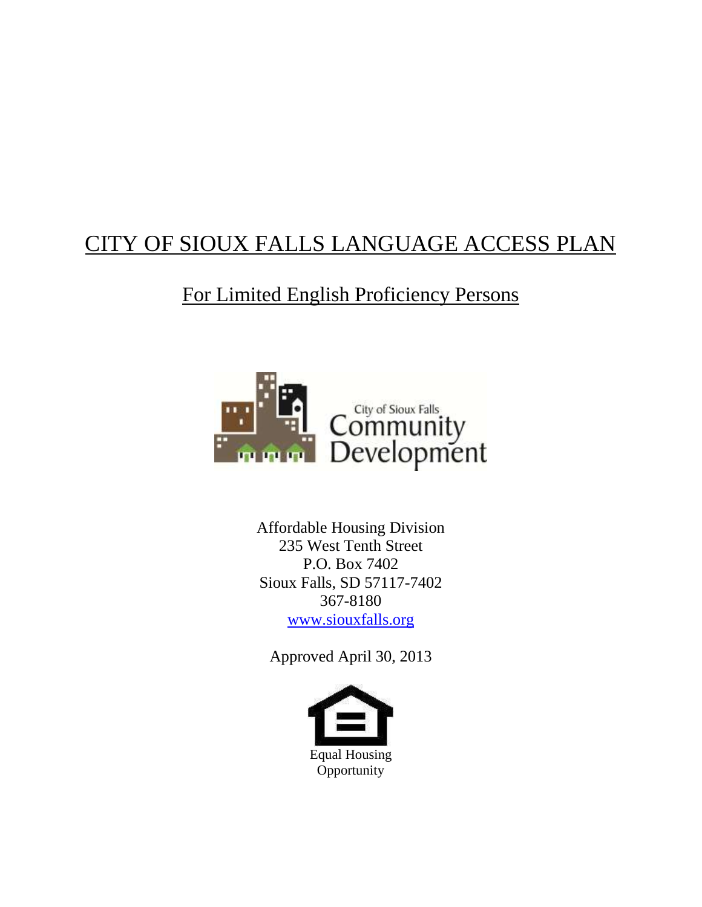# CITY OF SIOUX FALLS LANGUAGE ACCESS PLAN

## For Limited English Proficiency Persons

City of Sioux Falls Community Development

Affordable Housing Division
235 West Tenth Street
P.O. Box 7402
Sioux Falls, SD 57117-7402
367-8180
www.siouxfalls.org

Approved April 30, 2013

Equal Housing Opportunity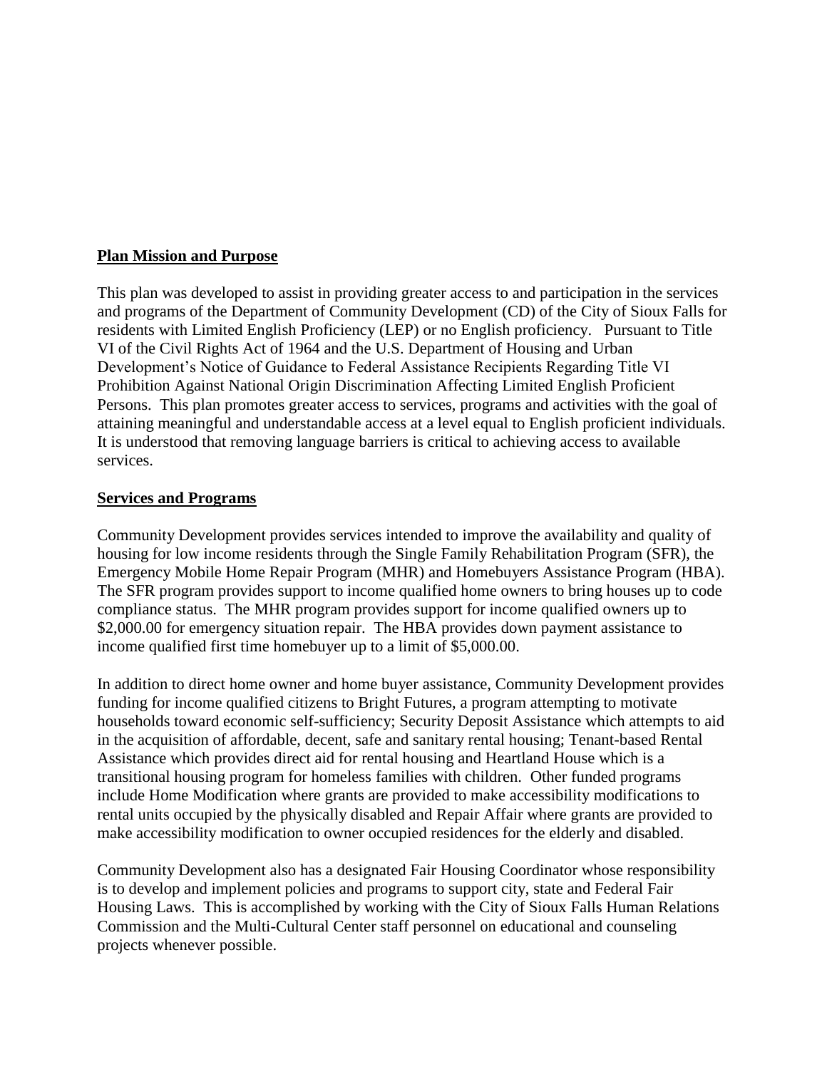**Plan Mission and Purpose**

This plan was developed to assist in providing greater access to and participation in the services and programs of the Department of Community Development (CD) of the City of Sioux Falls for residents with Limited English Proficiency (LEP) or no English proficiency. Pursuant to Title VI of the Civil Rights Act of 1964 and the U.S. Department of Housing and Urban Development's Notice of Guidance to Federal Assistance Recipients Regarding Title VI Prohibition Against National Origin Discrimination Affecting Limited English Proficient Persons. This plan promotes greater access to services, programs and activities with the goal of attaining meaningful and understandable access at a level equal to English proficient individuals. It is understood that removing language barriers is critical to achieving access to available services.

**Services and Programs**

Community Development provides services intended to improve the availability and quality of housing for low income residents through the Single Family Rehabilitation Program (SFR), the Emergency Mobile Home Repair Program (MHR) and Homebuyers Assistance Program (HBA). The SFR program provides support to income qualified home owners to bring houses up to code compliance status. The MHR program provides support for income qualified owners up to $2,000.00 for emergency situation repair. The HBA provides down payment assistance to income qualified first time homebuyer up to a limit of $5,000.00.

In addition to direct home owner and home buyer assistance, Community Development provides funding for income qualified citizens to Bright Futures, a program attempting to motivate households toward economic self-sufficiency; Security Deposit Assistance which attempts to aid in the acquisition of affordable, decent, safe and sanitary rental housing; Tenant-based Rental Assistance which provides direct aid for rental housing and Heartland House which is a transitional housing program for homeless families with children. Other funded programs include Home Modification where grants are provided to make accessibility modifications to rental units occupied by the physically disabled and Repair Affair where grants are provided to make accessibility modification to owner occupied residences for the elderly and disabled.

Community Development also has a designated Fair Housing Coordinator whose responsibility is to develop and implement policies and programs to support city, state and Federal Fair Housing Laws. This is accomplished by working with the City of Sioux Falls Human Relations Commission and the Multi-Cultural Center staff personnel on educational and counseling projects whenever possible.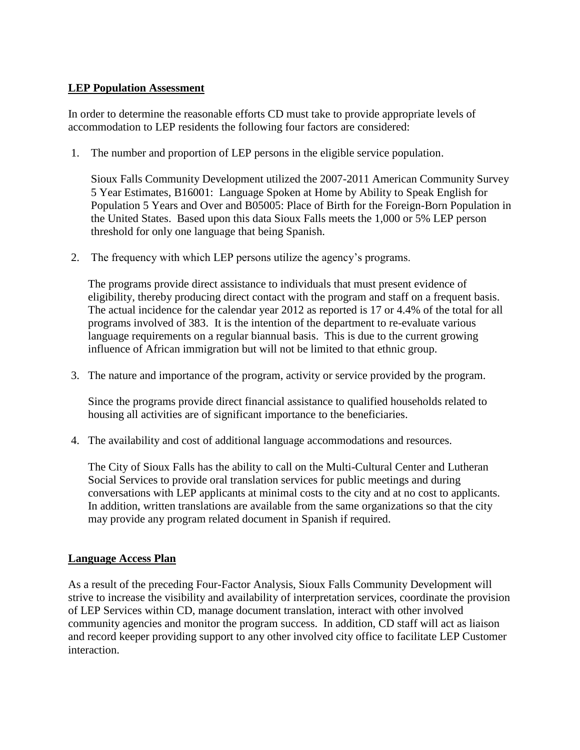**LEP Population Assessment**

In order to determine the reasonable efforts CD must take to provide appropriate levels of accommodation to LEP residents the following four factors are considered:

1. The number and proportion of LEP persons in the eligible service population.

   Sioux Falls Community Development utilized the 2007-2011 American Community Survey 5 Year Estimates, B16001: Language Spoken at Home by Ability to Speak English for Population 5 Years and Over and B05005: Place of Birth for the Foreign-Born Population in the United States. Based upon this data Sioux Falls meets the 1,000 or 5% LEP person threshold for only one language that being Spanish.

2. The frequency with which LEP persons utilize the agency's programs.

   The programs provide direct assistance to individuals that must present evidence of eligibility, thereby producing direct contact with the program and staff on a frequent basis. The actual incidence for the calendar year 2012 as reported is 17 or 4.4% of the total for all programs involved of 383. It is the intention of the department to re-evaluate various language requirements on a regular biannual basis. This is due to the current growing influence of African immigration but will not be limited to that ethnic group.

3. The nature and importance of the program, activity or service provided by the program.

   Since the programs provide direct financial assistance to qualified households related to housing all activities are of significant importance to the beneficiaries.

4. The availability and cost of additional language accommodations and resources.

   The City of Sioux Falls has the ability to call on the Multi-Cultural Center and Lutheran Social Services to provide oral translation services for public meetings and during conversations with LEP applicants at minimal costs to the city and at no cost to applicants. In addition, written translations are available from the same organizations so that the city may provide any program related document in Spanish if required.

**Language Access Plan**

As a result of the preceding Four-Factor Analysis, Sioux Falls Community Development will strive to increase the visibility and availability of interpretation services, coordinate the provision of LEP Services within CD, manage document translation, interact with other involved community agencies and monitor the program success. In addition, CD staff will act as liaison and record keeper providing support to any other involved city office to facilitate LEP Customer interaction.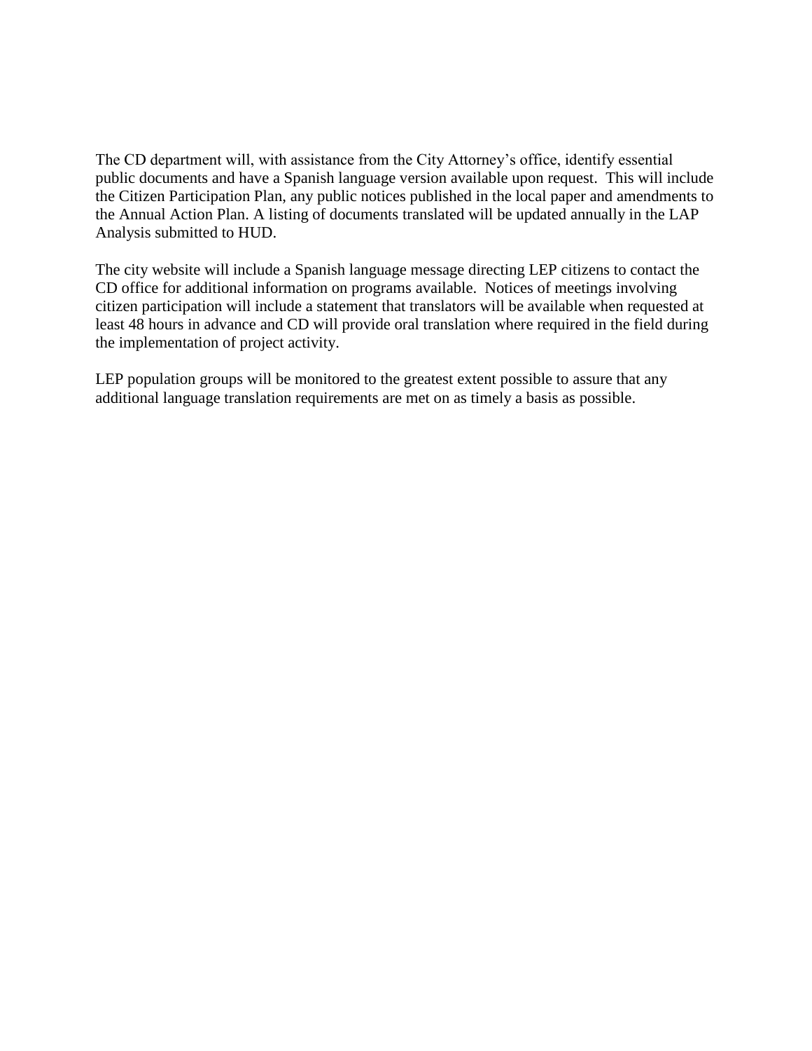The CD department will, with assistance from the City Attorney's office, identify essential public documents and have a Spanish language version available upon request. This will include the Citizen Participation Plan, any public notices published in the local paper and amendments to the Annual Action Plan. A listing of documents translated will be updated annually in the LAP Analysis submitted to HUD.

The city website will include a Spanish language message directing LEP citizens to contact the CD office for additional information on programs available. Notices of meetings involving citizen participation will include a statement that translators will be available when requested at least 48 hours in advance and CD will provide oral translation where required in the field during the implementation of project activity.

LEP population groups will be monitored to the greatest extent possible to assure that any additional language translation requirements are met on as timely a basis as possible.